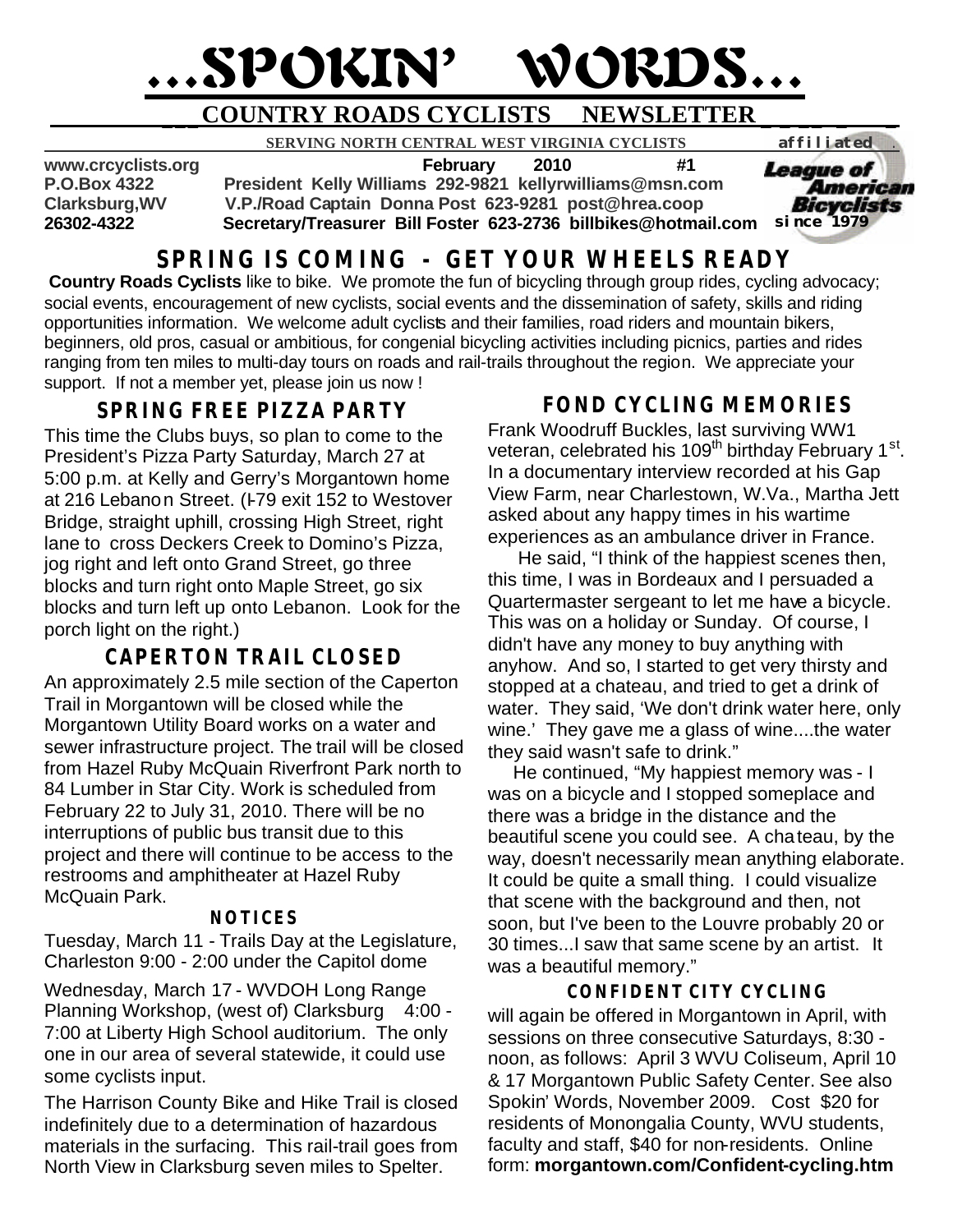# ...SPOKIN' WORDS...

## COUNTRY ROADS CYCLISTS NEWSLETTER

**SERVING NORTH CENTRAL WEST VIRGINIA CYCLISTS** affiliated League of American Bicyclists since 1979

**www.crcyclists.org** **February 2010 #1**
**P.O.Box 4322** President Kelly Williams 292-9821 kellyrwilliams@msn.com
**Clarksburg,WV** V.P./Road Captain Donna Post 623-9281 post@hrea.coop
**26302-4322** Secretary/Treasurer Bill Foster 623-2736 billbikes@hotmail.com

## SPRING IS COMING - GET YOUR WHEELS READY

**Country Roads Cyclists** like to bike. We promote the fun of bicycling through group rides, cycling advocacy; social events, encouragement of new cyclists, social events and the dissemination of safety, skills and riding opportunities information. We welcome adult cyclists and their families, road riders and mountain bikers, beginners, old pros, casual or ambitious, for congenial bicycling activities including picnics, parties and rides ranging from ten miles to multi-day tours on roads and rail-trails throughout the region. We appreciate your support. If not a member yet, please join us now !

### SPRING FREE PIZZA PARTY

This time the Clubs buys, so plan to come to the President's Pizza Party Saturday, March 27 at 5:00 p.m. at Kelly and Gerry's Morgantown home at 216 Lebanon Street. (I-79 exit 152 to Westover Bridge, straight uphill, crossing High Street, right lane to cross Deckers Creek to Domino's Pizza, jog right and left onto Grand Street, go three blocks and turn right onto Maple Street, go six blocks and turn left up onto Lebanon. Look for the porch light on the right.)

### CAPERTON TRAIL CLOSED

An approximately 2.5 mile section of the Caperton Trail in Morgantown will be closed while the Morgantown Utility Board works on a water and sewer infrastructure project. The trail will be closed from Hazel Ruby McQuain Riverfront Park north to 84 Lumber in Star City. Work is scheduled from February 22 to July 31, 2010. There will be no interruptions of public bus transit due to this project and there will continue to be access to the restrooms and amphitheater at Hazel Ruby McQuain Park.

#### NOTICES

Tuesday, March 11 - Trails Day at the Legislature, Charleston 9:00 - 2:00 under the Capitol dome

Wednesday, March 17 - WVDOH Long Range Planning Workshop, (west of) Clarksburg 4:00 - 7:00 at Liberty High School auditorium. The only one in our area of several statewide, it could use some cyclists input.

The Harrison County Bike and Hike Trail is closed indefinitely due to a determination of hazardous materials in the surfacing. This rail-trail goes from North View in Clarksburg seven miles to Spelter.

### FOND CYCLING MEMORIES

Frank Woodruff Buckles, last surviving WW1 veteran, celebrated his 109th birthday February 1st. In a documentary interview recorded at his Gap View Farm, near Charlestown, W.Va., Martha Jett asked about any happy times in his wartime experiences as an ambulance driver in France.

He said, "I think of the happiest scenes then, this time, I was in Bordeaux and I persuaded a Quartermaster sergeant to let me have a bicycle. This was on a holiday or Sunday. Of course, I didn't have any money to buy anything with anyhow. And so, I started to get very thirsty and stopped at a chateau, and tried to get a drink of water. They said, 'We don't drink water here, only wine.' They gave me a glass of wine....the water they said wasn't safe to drink."

He continued, "My happiest memory was - I was on a bicycle and I stopped someplace and there was a bridge in the distance and the beautiful scene you could see. A chateau, by the way, doesn't necessarily mean anything elaborate. It could be quite a small thing. I could visualize that scene with the background and then, not soon, but I've been to the Louvre probably 20 or 30 times...I saw that same scene by an artist. It was a beautiful memory."

#### CONFIDENT CITY CYCLING

will again be offered in Morgantown in April, with sessions on three consecutive Saturdays, 8:30 - noon, as follows: April 3 WVU Coliseum, April 10 & 17 Morgantown Public Safety Center. See also Spokin' Words, November 2009. Cost $20 for residents of Monongalia County, WVU students, faculty and staff, $40 for non-residents. Online form: **morgantown.com/Confident-cycling.htm**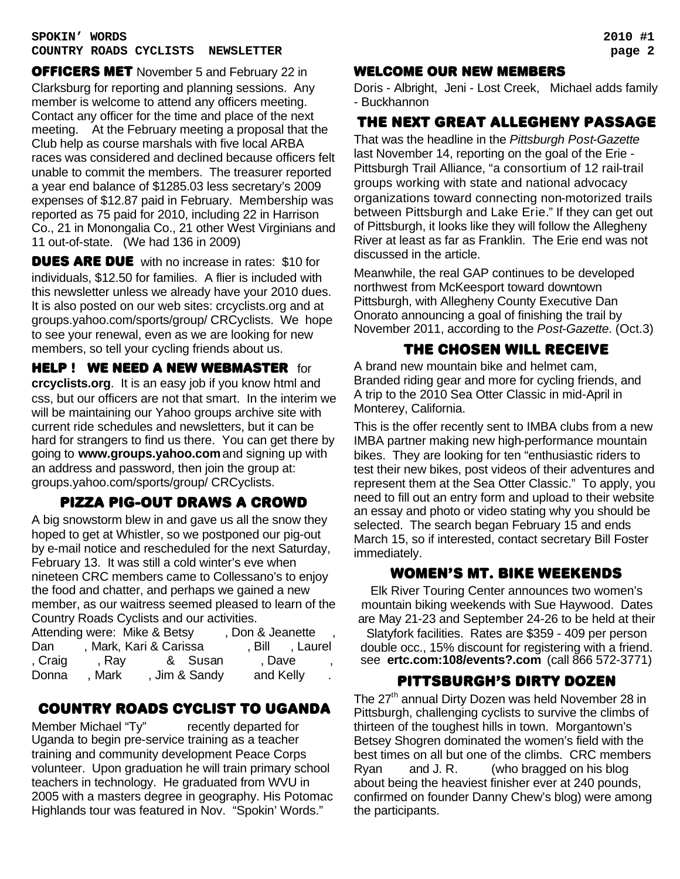## OFFICERS MET

November 5 and February 22 in Clarksburg for reporting and planning sessions. Any member is welcome to attend any officers meeting. Contact any officer for the time and place of the next meeting. At the February meeting a proposal that the Club help as course marshals with five local ARBA races was considered and declined because officers felt unable to commit the members. The treasurer reported a year end balance of $1285.03 less secretary's 2009 expenses of $12.87 paid in February. Membership was reported as 75 paid for 2010, including 22 in Harrison Co., 21 in Monongalia Co., 21 other West Virginians and 11 out-of-state. (We had 136 in 2009)

## DUES ARE DUE

with no increase in rates: $10 for individuals, $12.50 for families. A flier is included with this newsletter unless we already have your 2010 dues. It is also posted on our web sites: crcyclists.org and at groups.yahoo.com/sports/group/ CRCyclists. We hope to see your renewal, even as we are looking for new members, so tell your cycling friends about us.

## HELP ! WE NEED A NEW WEBMASTER

for **crcyclists.org**. It is an easy job if you know html and css, but our officers are not that smart. In the interim we will be maintaining our Yahoo groups archive site with current ride schedules and newsletters, but it can be hard for strangers to find us there. You can get there by going to **www.groups.yahoo.com** and signing up with an address and password, then join the group at: groups.yahoo.com/sports/group/ CRCyclists.

## PIZZA PIG-OUT DRAWS A CROWD

A big snowstorm blew in and gave us all the snow they hoped to get at Whistler, so we postponed our pig-out by e-mail notice and rescheduled for the next Saturday, February 13. It was still a cold winter's eve when nineteen CRC members came to Collessano's to enjoy the food and chatter, and perhaps we gained a new member, as our waitress seemed pleased to learn of the Country Roads Cyclists and our activities.

Attending were: Mike & Betsy , Don & Jeanette , Dan , Mark, Kari & Carissa , Bill , Laurel , Craig , Ray & Susan , Dave , Donna , Mark , Jim & Sandy and Kelly .

## COUNTRY ROADS CYCLIST TO UGANDA

Member Michael "Ty" recently departed for Uganda to begin pre-service training as a teacher training and community development Peace Corps volunteer. Upon graduation he will train primary school teachers in technology. He graduated from WVU in 2005 with a masters degree in geography. His Potomac Highlands tour was featured in Nov. "Spokin' Words."

## WELCOME OUR NEW MEMBERS

Doris - Albright, Jeni - Lost Creek, Michael adds family - Buckhannon

## THE NEXT GREAT ALLEGHENY PASSAGE

That was the headline in the *Pittsburgh Post-Gazette* last November 14, reporting on the goal of the Erie - Pittsburgh Trail Alliance, "a consortium of 12 rail-trail groups working with state and national advocacy organizations toward connecting non-motorized trails between Pittsburgh and Lake Erie." If they can get out of Pittsburgh, it looks like they will follow the Allegheny River at least as far as Franklin. The Erie end was not discussed in the article.

Meanwhile, the real GAP continues to be developed northwest from McKeesport toward downtown Pittsburgh, with Allegheny County Executive Dan Onorato announcing a goal of finishing the trail by November 2011, according to the *Post-Gazette*. (Oct.3)

## THE CHOSEN WILL RECEIVE

A brand new mountain bike and helmet cam,
Branded riding gear and more for cycling friends, and
A trip to the 2010 Sea Otter Classic in mid-April in Monterey, California.

This is the offer recently sent to IMBA clubs from a new IMBA partner making new high-performance mountain bikes. They are looking for ten "enthusiastic riders to test their new bikes, post videos of their adventures and represent them at the Sea Otter Classic." To apply, you need to fill out an entry form and upload to their website an essay and photo or video stating why you should be selected. The search began February 15 and ends March 15, so if interested, contact secretary Bill Foster immediately.

## WOMEN'S MT. BIKE WEEKENDS

Elk River Touring Center announces two women's mountain biking weekends with Sue Haywood. Dates are May 21-23 and September 24-26 to be held at their Slatyfork facilities. Rates are $359 - 409 per person double occ., 15% discount for registering with a friend. see **ertc.com:108/events?.com** (call 866 572-3771)

## PITTSBURGH'S DIRTY DOZEN

The 27th annual Dirty Dozen was held November 28 in Pittsburgh, challenging cyclists to survive the climbs of thirteen of the toughest hills in town. Morgantown's Betsey Shogren dominated the women's field with the best times on all but one of the climbs. CRC members Ryan and J. R. (who bragged on his blog about being the heaviest finisher ever at 240 pounds, confirmed on founder Danny Chew's blog) were among the participants.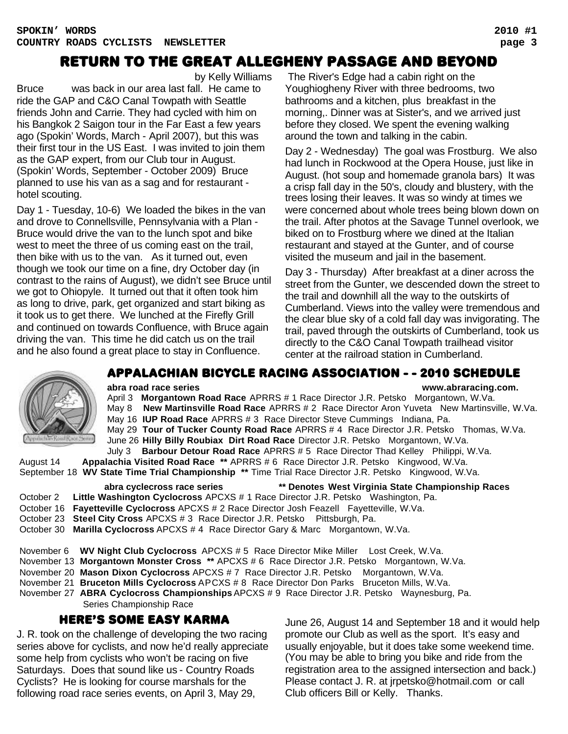# RETURN TO THE GREAT ALLEGHENY PASSAGE AND BEYOND

by Kelly Williams

Bruce was back in our area last fall. He came to ride the GAP and C&O Canal Towpath with Seattle friends John and Carrie. They had cycled with him on his Bangkok 2 Saigon tour in the Far East a few years ago (Spokin' Words, March - April 2007), but this was their first tour in the US East. I was invited to join them as the GAP expert, from our Club tour in August. (Spokin' Words, September - October 2009) Bruce planned to use his van as a sag and for restaurant - hotel scouting.

Day 1 - Tuesday, 10-6) We loaded the bikes in the van and drove to Connellsville, Pennsylvania with a Plan - Bruce would drive the van to the lunch spot and bike west to meet the three of us coming east on the trail, then bike with us to the van. As it turned out, even though we took our time on a fine, dry October day (in contrast to the rains of August), we didn't see Bruce until we got to Ohiopyle. It turned out that it often took him as long to drive, park, get organized and start biking as it took us to get there. We lunched at the Firefly Grill and continued on towards Confluence, with Bruce again driving the van. This time he did catch us on the trail and he also found a great place to stay in Confluence.

The River's Edge had a cabin right on the Youghiogheny River with three bedrooms, two bathrooms and a kitchen, plus breakfast in the morning,. Dinner was at Sister's, and we arrived just before they closed. We spent the evening walking around the town and talking in the cabin.

Day 2 - Wednesday) The goal was Frostburg. We also had lunch in Rockwood at the Opera House, just like in August. (hot soup and homemade granola bars) It was a crisp fall day in the 50's, cloudy and blustery, with the trees losing their leaves. It was so windy at times we were concerned about whole trees being blown down on the trail. After photos at the Savage Tunnel overlook, we biked on to Frostburg where we dined at the Italian restaurant and stayed at the Gunter, and of course visited the museum and jail in the basement.

Day 3 - Thursday) After breakfast at a diner across the street from the Gunter, we descended down the street to the trail and downhill all the way to the outskirts of Cumberland. Views into the valley were tremendous and the clear blue sky of a cold fall day was invigorating. The trail, paved through the outskirts of Cumberland, took us directly to the C&O Canal Towpath trailhead visitor center at the railroad station in Cumberland.

# APPALACHIAN BICYCLE RACING ASSOCIATION - - 2010 SCHEDULE

**abra road race series** — **www.abraracing.com.**

- April 3 **Morgantown Road Race** APRRS # 1 Race Director J.R. Petsko Morgantown, W.Va.
- May 8 **New Martinsville Road Race** APRRS # 2 Race Director Aron Yuveta New Martinsville, W.Va.
- May 16 **IUP Road Race** APRRS # 3 Race Director Steve Cummings Indiana, Pa.
- May 29 **Tour of Tucker County Road Race** APRRS # 4 Race Director J.R. Petsko Thomas, W.Va.
- June 26 **Hilly Billy Roubiax Dirt Road Race** Director J.R. Petsko Morgantown, W.Va.
- July 3 **Barbour Detour Road Race** APRRS # 5 Race Director Thad Kelley Philippi, W.Va.
- August 14 **Appalachia Visited Road Race \*\*** APRRS # 6 Race Director J.R. Petsko Kingwood, W.Va.
- September 18 **WV State Time Trial Championship \*\*** Time Trial Race Director J.R. Petsko Kingwood, W.Va.

**abra cyclecross race series** — **\*\* Denotes West Virginia State Championship Races**

- October 2 **Little Washington Cyclocross** APCXS # 1 Race Director J.R. Petsko Washington, Pa.
- October 16 **Fayetteville Cyclocross** APCXS # 2 Race Director Josh Feazell Fayetteville, W.Va.
- October 23 **Steel City Cross** APCXS # 3 Race Director J.R. Petsko Pittsburgh, Pa.
- October 30 **Marilla Cyclocross** APCXS # 4 Race Director Gary & Marc Morgantown, W.Va.
- November 6 **WV Night Club Cyclocross** APCXS # 5 Race Director Mike Miller Lost Creek, W.Va.
- November 13 **Morgantown Monster Cross \*\*** APCXS # 6 Race Director J.R. Petsko Morgantown, W.Va.
- November 20 **Mason Dixon Cyclocross** APCXS # 7 Race Director J.R. Petsko Morgantown, W.Va.
- November 21 **Bruceton Mills Cyclocross** APCXS # 8 Race Director Don Parks Bruceton Mills, W.Va.
- November 27 **ABRA Cyclocross Championships** APCXS # 9 Race Director J.R. Petsko Waynesburg, Pa. Series Championship Race

## HERE'S SOME EASY KARMA

J. R. took on the challenge of developing the two racing series above for cyclists, and now he'd really appreciate some help from cyclists who won't be racing on five Saturdays. Does that sound like us - Country Roads Cyclists? He is looking for course marshals for the following road race series events, on April 3, May 29, June 26, August 14 and September 18 and it would help promote our Club as well as the sport. It's easy and usually enjoyable, but it does take some weekend time. (You may be able to bring you bike and ride from the registration area to the assigned intersection and back.) Please contact J. R. at jrpetsko@hotmail.com or call Club officers Bill or Kelly. Thanks.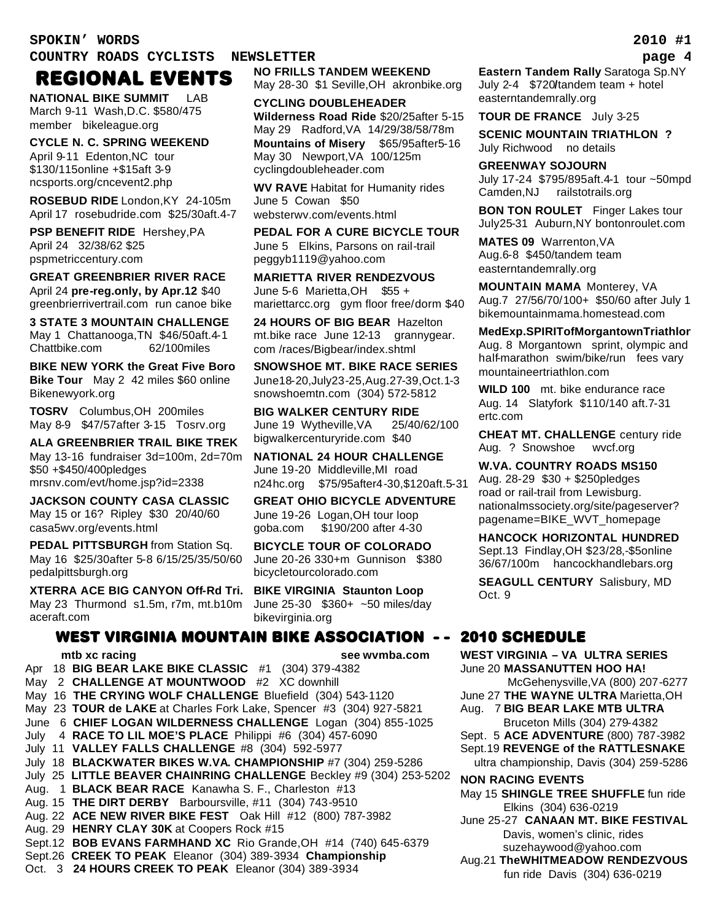# REGIONAL EVENTS

**NATIONAL BIKE SUMMIT** LAB
March 9-11 Wash,D.C. $580/475 member bikeleague.org

**CYCLE N. C. SPRING WEEKEND**
April 9-11 Edenton,NC tour $130/115online +$15aft 3-9 ncsports.org/cncevent2.php

**ROSEBUD RIDE** London,KY 24-105m April 17 rosebudride.com $25/30aft.4-7

**PSP BENEFIT RIDE** Hershey,PA April 24 32/38/62 $25 pspmetriccentury.com

**GREAT GREENBRIER RIVER RACE**
April 24 **pre-reg.only, by Apr.12** $40 greenbrierrivertrail.com run canoe bike

**3 STATE 3 MOUNTAIN CHALLENGE**
May 1 Chattanooga,TN $46/50aft.4-1 Chattbike.com 62/100miles

**BIKE NEW YORK the Great Five Boro Bike Tour** May 2 42 miles $60 online Bikenewyork.org

**TOSRV** Columbus,OH 200miles May 8-9 $47/57after 3-15 Tosrv.org

**ALA GREENBRIER TRAIL BIKE TREK**
May 13-16 fundraiser 3d=100m, 2d=70m $50 +$450/400pledges mrsnv.com/evt/home.jsp?id=2338

**JACKSON COUNTY CASA CLASSIC**
May 15 or 16? Ripley $30 20/40/60 casa5wv.org/events.html

**PEDAL PITTSBURGH** from Station Sq.
May 16 $25/30after 5-8 6/15/25/35/50/60 pedalpittsburgh.org

**XTERRA ACE BIG CANYON Off-Rd Tri.**
May 23 Thurmond s1.5m, r7m, mt.b10m aceraft.com

**NO FRILLS TANDEM WEEKEND**
May 28-30 $1 Seville,OH akronbike.org

**CYCLING DOUBLEHEADER**
**Wilderness Road Ride** $20/25after 5-15 May 29 Radford,VA 14/29/38/58/78m
**Mountains of Misery** $65/95after5-16 May 30 Newport,VA 100/125m cyclingdoubleheader.com

**WV RAVE** Habitat for Humanity rides June 5 Cowan $50 websterwv.com/events.html

**PEDAL FOR A CURE BICYCLE TOUR**
June 5 Elkins, Parsons on rail-trail peggyb1119@yahoo.com

**MARIETTA RIVER RENDEZVOUS**
June 5-6 Marietta,OH $55 + mariettarcc.org gym floor free/dorm $40

**24 HOURS OF BIG BEAR** Hazelton mt.bike race June 12-13 grannygear.com /races/Bigbear/index.shtml

**SNOWSHOE MT. BIKE RACE SERIES**
June18-20,July23-25,Aug.27-39,Oct.1-3 snowshoemtn.com (304) 572-5812

**BIG WALKER CENTURY RIDE**
June 19 Wytheville,VA 25/40/62/100 bigwalkercenturyride.com $40

**NATIONAL 24 HOUR CHALLENGE**
June 19-20 Middleville,MI road n24hc.org $75/95after4-30,$120aft.5-31

**GREAT OHIO BICYCLE ADVENTURE**
June 19-26 Logan,OH tour loop goba.com $190/200 after 4-30

**BICYCLE TOUR OF COLORADO**
June 20-26 330+m Gunnison $380 bicycletourcolorado.com

**BIKE VIRGINIA Staunton Loop**
June 25-30 $360+ ~50 miles/day bikevirginia.org

**Eastern Tandem Rally** Saratoga Sp.NY July 2-4 $720/tandem team + hotel easterntandemrally.org

**TOUR DE FRANCE** July 3-25

**SCENIC MOUNTAIN TRIATHLON ?**
July Richwood no details

**GREENWAY SOJOURN**
July 17-24 $795/895aft.4-1 tour ~50mpd Camden,NJ railstotrails.org

**BON TON ROULET** Finger Lakes tour July25-31 Auburn,NY bontonroulet.com

**MATES 09** Warrenton,VA
Aug.6-8 $450/tandem team easterntandemrally.org

**MOUNTAIN MAMA** Monterey, VA
Aug.7 27/56/70/100+ $50/60 after July 1 bikemountainmama.homestead.com

**MedExp.SPIRITofMorgantownTriathlon**
Aug. 8 Morgantown sprint, olympic and half-marathon swim/bike/run fees vary mountaineertriathlon.com

**WILD 100** mt. bike endurance race
Aug. 14 Slatyfork $110/140 aft.7-31 ertc.com

**CHEAT MT. CHALLENGE** century ride
Aug. ? Snowshoe wvcf.org

**W.VA. COUNTRY ROADS MS150**
Aug. 28-29 $30 + $250pledges road or rail-trail from Lewisburg. nationalmssociety.org/site/pageserver?pagename=BIKE_WVT_homepage

**HANCOCK HORIZONTAL HUNDRED**
Sept.13 Findlay,OH $23/28,-$5online 36/67/100m hancockhandlebars.org

**SEAGULL CENTURY** Salisbury, MD Oct. 9

# WEST VIRGINIA MOUNTAIN BIKE ASSOCIATION - - 2010 SCHEDULE

**mtb xc racing** — see wvmba.com

- Apr 18 **BIG BEAR LAKE BIKE CLASSIC** #1 (304) 379-4382
- May 2 **CHALLENGE AT MOUNTWOOD** #2 XC downhill
- May 16 **THE CRYING WOLF CHALLENGE** Bluefield (304) 543-1120
- May 23 **TOUR de LAKE** at Charles Fork Lake, Spencer #3 (304) 927-5821
- June 6 **CHIEF LOGAN WILDERNESS CHALLENGE** Logan (304) 855-1025
- July 4 **RACE TO LIL MOE'S PLACE** Philippi #6 (304) 457-6090
- July 11 **VALLEY FALLS CHALLENGE** #8 (304) 592-5977
- July 18 **BLACKWATER BIKES W.VA. CHAMPIONSHIP** #7 (304) 259-5286
- July 25 **LITTLE BEAVER CHAINRING CHALLENGE** Beckley #9 (304) 253-5202
- Aug. 1 **BLACK BEAR RACE** Kanawha S. F., Charleston #13
- Aug. 15 **THE DIRT DERBY** Barboursville, #11 (304) 743-9510
- Aug. 22 **ACE NEW RIVER BIKE FEST** Oak Hill #12 (800) 787-3982
- Aug. 29 **HENRY CLAY 30K** at Coopers Rock #15
- Sept.12 **BOB EVANS FARMHAND XC** Rio Grande,OH #14 (740) 645-6379
- Sept.26 **CREEK TO PEAK** Eleanor (304) 389-3934 **Championship**
- Oct. 3 **24 HOURS CREEK TO PEAK** Eleanor (304) 389-3934

**WEST VIRGINIA – VA ULTRA SERIES**

- June 20 **MASSANUTTEN HOO HA!** McGehenysville,VA (800) 207-6277
- June 27 **THE WAYNE ULTRA** Marietta,OH
- Aug. 7 **BIG BEAR LAKE MTB ULTRA** Bruceton Mills (304) 279-4382
- Sept. 5 **ACE ADVENTURE** (800) 787-3982
- Sept.19 **REVENGE of the RATTLESNAKE** ultra championship, Davis (304) 259-5286

**NON RACING EVENTS**

- May 15 **SHINGLE TREE SHUFFLE** fun ride Elkins (304) 636-0219
- June 25-27 **CANAAN MT. BIKE FESTIVAL** Davis, women's clinic, rides suzehaywood@yahoo.com
- Aug.21 **TheWHITMEADOW RENDEZVOUS** fun ride Davis (304) 636-0219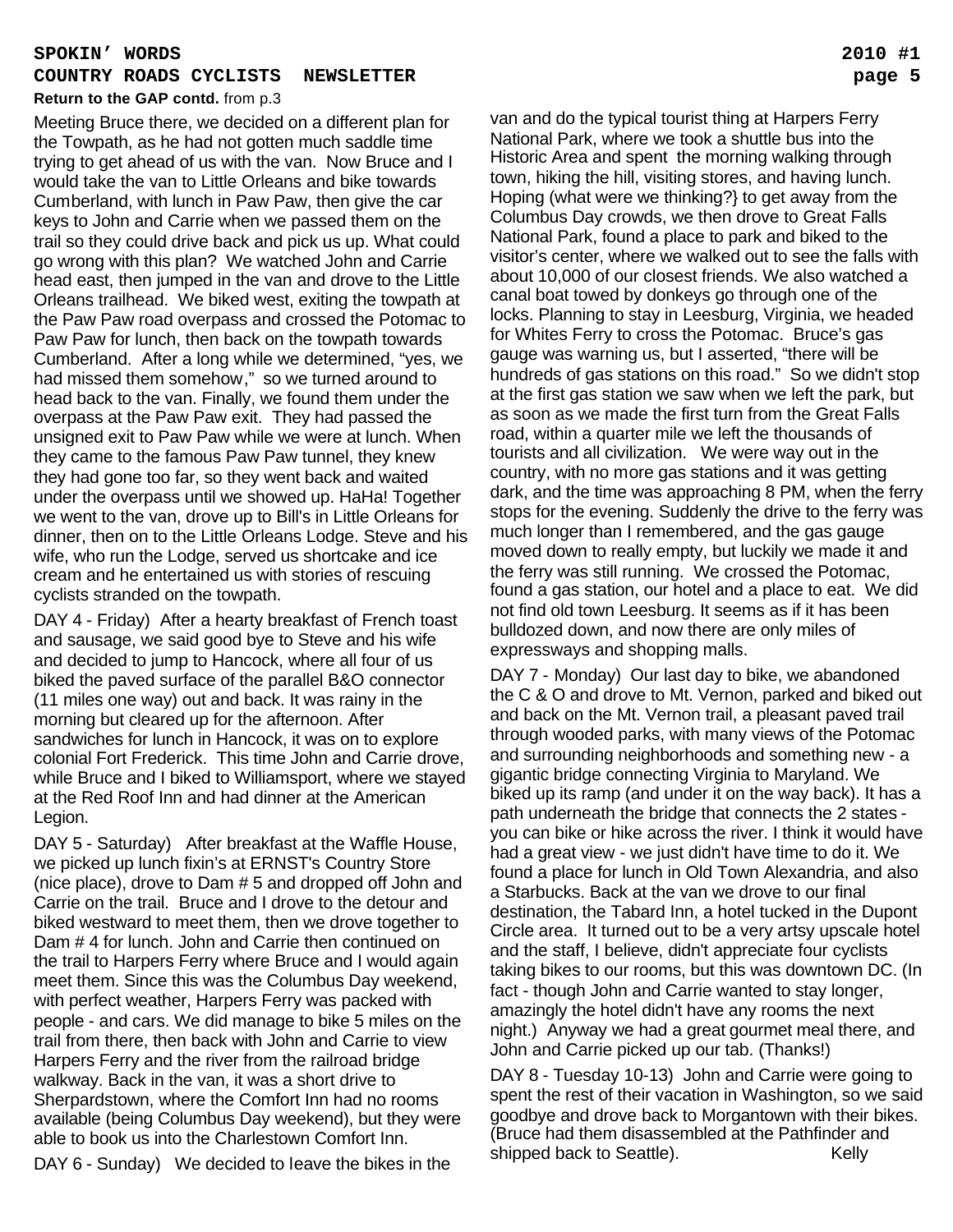**Return to the GAP contd.** from p.3

Meeting Bruce there, we decided on a different plan for the Towpath, as he had not gotten much saddle time trying to get ahead of us with the van. Now Bruce and I would take the van to Little Orleans and bike towards Cumberland, with lunch in Paw Paw, then give the car keys to John and Carrie when we passed them on the trail so they could drive back and pick us up. What could go wrong with this plan? We watched John and Carrie head east, then jumped in the van and drove to the Little Orleans trailhead. We biked west, exiting the towpath at the Paw Paw road overpass and crossed the Potomac to Paw Paw for lunch, then back on the towpath towards Cumberland. After a long while we determined, "yes, we had missed them somehow," so we turned around to head back to the van. Finally, we found them under the overpass at the Paw Paw exit. They had passed the unsigned exit to Paw Paw while we were at lunch. When they came to the famous Paw Paw tunnel, they knew they had gone too far, so they went back and waited under the overpass until we showed up. HaHa! Together we went to the van, drove up to Bill's in Little Orleans for dinner, then on to the Little Orleans Lodge. Steve and his wife, who run the Lodge, served us shortcake and ice cream and he entertained us with stories of rescuing cyclists stranded on the towpath.

DAY 4 - Friday) After a hearty breakfast of French toast and sausage, we said good bye to Steve and his wife and decided to jump to Hancock, where all four of us biked the paved surface of the parallel B&O connector (11 miles one way) out and back. It was rainy in the morning but cleared up for the afternoon. After sandwiches for lunch in Hancock, it was on to explore colonial Fort Frederick. This time John and Carrie drove, while Bruce and I biked to Williamsport, where we stayed at the Red Roof Inn and had dinner at the American Legion.

DAY 5 - Saturday) After breakfast at the Waffle House, we picked up lunch fixin's at ERNST's Country Store (nice place), drove to Dam # 5 and dropped off John and Carrie on the trail. Bruce and I drove to the detour and biked westward to meet them, then we drove together to Dam # 4 for lunch. John and Carrie then continued on the trail to Harpers Ferry where Bruce and I would again meet them. Since this was the Columbus Day weekend, with perfect weather, Harpers Ferry was packed with people - and cars. We did manage to bike 5 miles on the trail from there, then back with John and Carrie to view Harpers Ferry and the river from the railroad bridge walkway. Back in the van, it was a short drive to Sherpardstown, where the Comfort Inn had no rooms available (being Columbus Day weekend), but they were able to book us into the Charlestown Comfort Inn.

DAY 6 - Sunday) We decided to leave the bikes in the van and do the typical tourist thing at Harpers Ferry National Park, where we took a shuttle bus into the Historic Area and spent the morning walking through town, hiking the hill, visiting stores, and having lunch. Hoping (what were we thinking?} to get away from the Columbus Day crowds, we then drove to Great Falls National Park, found a place to park and biked to the visitor's center, where we walked out to see the falls with about 10,000 of our closest friends. We also watched a canal boat towed by donkeys go through one of the locks. Planning to stay in Leesburg, Virginia, we headed for Whites Ferry to cross the Potomac. Bruce's gas gauge was warning us, but I asserted, "there will be hundreds of gas stations on this road." So we didn't stop at the first gas station we saw when we left the park, but as soon as we made the first turn from the Great Falls road, within a quarter mile we left the thousands of tourists and all civilization. We were way out in the country, with no more gas stations and it was getting dark, and the time was approaching 8 PM, when the ferry stops for the evening. Suddenly the drive to the ferry was much longer than I remembered, and the gas gauge moved down to really empty, but luckily we made it and the ferry was still running. We crossed the Potomac, found a gas station, our hotel and a place to eat. We did not find old town Leesburg. It seems as if it has been bulldozed down, and now there are only miles of expressways and shopping malls.

DAY 7 - Monday) Our last day to bike, we abandoned the C & O and drove to Mt. Vernon, parked and biked out and back on the Mt. Vernon trail, a pleasant paved trail through wooded parks, with many views of the Potomac and surrounding neighborhoods and something new - a gigantic bridge connecting Virginia to Maryland. We biked up its ramp (and under it on the way back). It has a path underneath the bridge that connects the 2 states - you can bike or hike across the river. I think it would have had a great view - we just didn't have time to do it. We found a place for lunch in Old Town Alexandria, and also a Starbucks. Back at the van we drove to our final destination, the Tabard Inn, a hotel tucked in the Dupont Circle area. It turned out to be a very artsy upscale hotel and the staff, I believe, didn't appreciate four cyclists taking bikes to our rooms, but this was downtown DC. (In fact - though John and Carrie wanted to stay longer, amazingly the hotel didn't have any rooms the next night.) Anyway we had a great gourmet meal there, and John and Carrie picked up our tab. (Thanks!)

DAY 8 - Tuesday 10-13) John and Carrie were going to spent the rest of their vacation in Washington, so we said goodbye and drove back to Morgantown with their bikes. (Bruce had them disassembled at the Pathfinder and shipped back to Seattle). Kelly